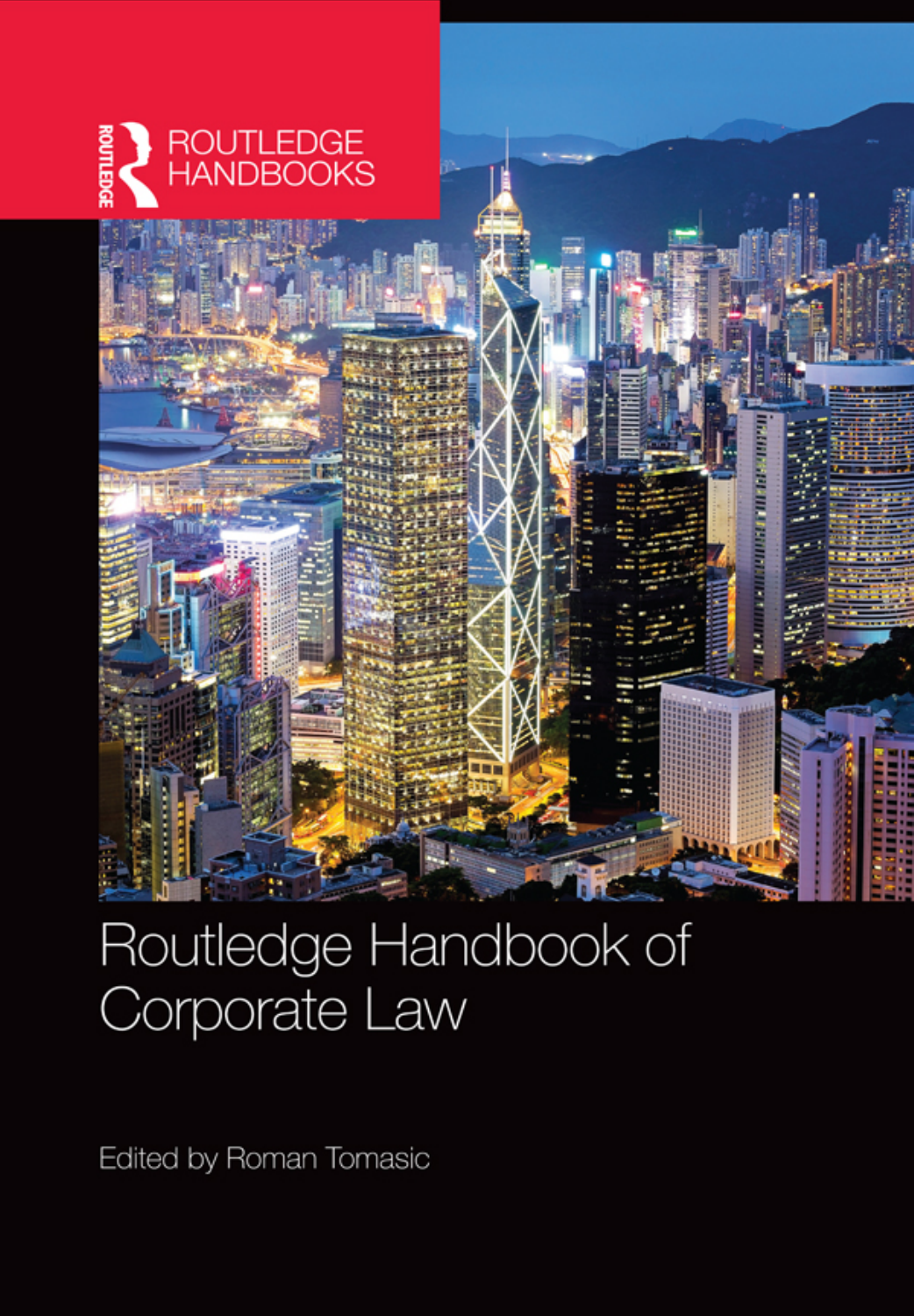ROUTLEDGE HANDBOOKS

# Routledge Handbook of Corporate Law

Edited by Roman Tomasic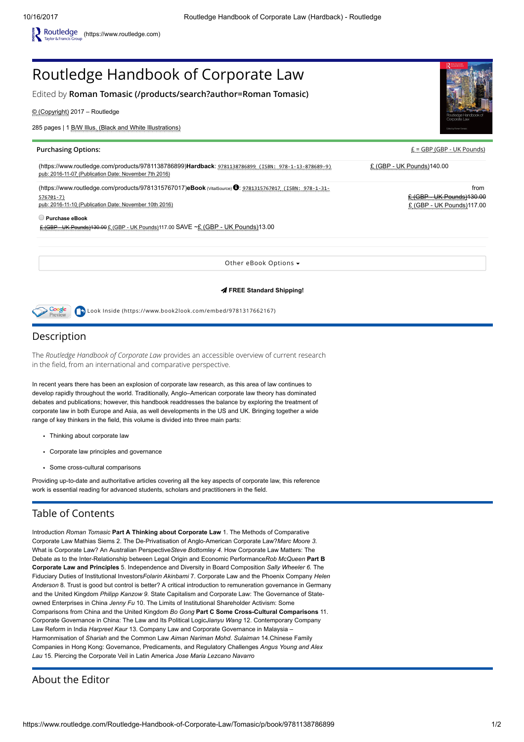# Routledge Handbook of Corporate Law

Edited by **Roman Tomasic (/products/search?author=Roman Tomasic)**

© (Copyright) 2017 – Routledge

285 pages | 1 B/W Illus. (Black and White Illustrations)

**Purchasing Options:**

£ = GBP (GBP - UK Pounds)

(https://www.routledge.com/products/9781138786899)**Hardback**: 9781138786899 (ISBN: 978-1-13-878689-9)
pub: 2016-11-07 (Publication Date: November 7th 2016)

£ (GBP - UK Pounds)140.00

(https://www.routledge.com/products/9781315767017)**eBook** (VitalSource): 9781315767017 (ISBN: 978-1-31-576701-7)
pub: 2016-11-10 (Publication Date: November 10th 2016)

from
~~£ (GBP - UK Pounds)130.00~~
£ (GBP - UK Pounds)117.00

**Purchase eBook**

~~£ (GBP - UK Pounds)130.00~~ £ (GBP - UK Pounds)117.00 SAVE ~£ (GBP - UK Pounds)13.00

Other eBook Options

**FREE Standard Shipping!**

Look Inside (https://www.book2look.com/embed/9781317662167)

## Description

The *Routledge Handbook of Corporate Law* provides an accessible overview of current research in the field, from an international and comparative perspective.

In recent years there has been an explosion of corporate law research, as this area of law continues to develop rapidly throughout the world. Traditionally, Anglo–American corporate law theory has dominated debates and publications; however, this handbook readdresses the balance by exploring the treatment of corporate law in both Europe and Asia, as well developments in the US and UK. Bringing together a wide range of key thinkers in the field, this volume is divided into three main parts:

- Thinking about corporate law
- Corporate law principles and governance
- Some cross-cultural comparisons

Providing up-to-date and authoritative articles covering all the key aspects of corporate law, this reference work is essential reading for advanced students, scholars and practitioners in the field.

## Table of Contents

Introduction *Roman Tomasic* **Part A Thinking about Corporate Law** 1. The Methods of Comparative Corporate Law Mathias Siems 2. The De-Privatisation of Anglo-American Corporate Law?*Marc Moore 3.* What is Corporate Law? An Australian Perspective*Steve Bottomley 4.* How Corporate Law Matters: The Debate as to the Inter-Relationship between Legal Origin and Economic Performance*Rob McQueen* **Part B Corporate Law and Principles** 5. Independence and Diversity in Board Composition *Sally Wheeler 6.* The Fiduciary Duties of Institutional Investors*Folarin Akinbami* 7. Corporate Law and the Phoenix Company *Helen Anderson* 8. Trust is good but control is better? A critical introduction to remuneration governance in Germany and the United Kingdom *Philipp Kanzow 9.* State Capitalism and Corporate Law: The Governance of State-owned Enterprises in China *Jenny Fu* 10. The Limits of Institutional Shareholder Activism: Some Comparisons from China and the United Kingdom *Bo Gong* **Part C Some Cross-Cultural Comparisons** 11. Corporate Governance in China: The Law and Its Political Logic*Jianyu Wang* 12. Contemporary Company Law Reform in India *Harpreet Kaur* 13. Company Law and Corporate Governance in Malaysia – Harmonisation of *Shariah* and the Common Law *Aiman Nariman Mohd. Sulaiman* 14.Chinese Family Companies in Hong Kong: Governance, Predicaments, and Regulatory Challenges *Angus Young and Alex Lau* 15. Piercing the Corporate Veil in Latin America *Jose Maria Lezcano Navarro*

## About the Editor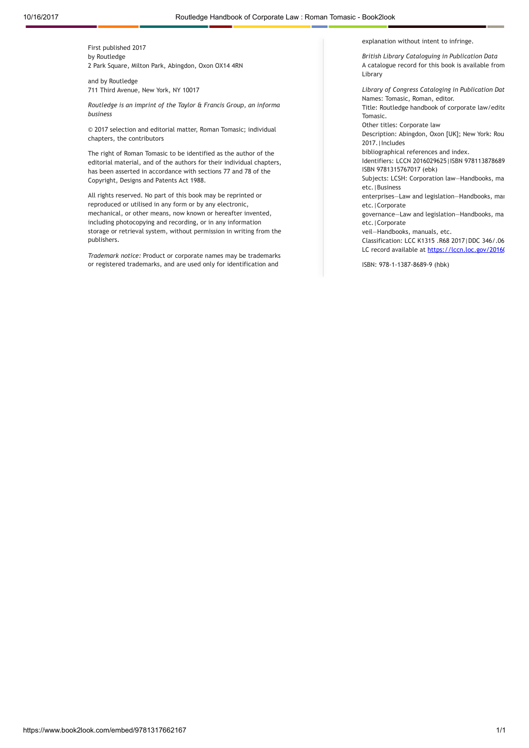First published 2017
by Routledge
2 Park Square, Milton Park, Abingdon, Oxon OX14 4RN

and by Routledge
711 Third Avenue, New York, NY 10017

*Routledge is an imprint of the Taylor & Francis Group, an informa business*

© 2017 selection and editorial matter, Roman Tomasic; individual chapters, the contributors

The right of Roman Tomasic to be identified as the author of the editorial material, and of the authors for their individual chapters, has been asserted in accordance with sections 77 and 78 of the Copyright, Designs and Patents Act 1988.

All rights reserved. No part of this book may be reprinted or reproduced or utilised in any form or by any electronic, mechanical, or other means, now known or hereafter invented, including photocopying and recording, or in any information storage or retrieval system, without permission in writing from the publishers.

*Trademark notice:* Product or corporate names may be trademarks or registered trademarks, and are used only for identification and explanation without intent to infringe.

*British Library Cataloguing in Publication Data*
A catalogue record for this book is available from
Library

*Library of Congress Cataloging in Publication Dat*
Names: Tomasic, Roman, editor.
Title: Routledge handbook of corporate law/edite
Tomasic.
Other titles: Corporate law
Description: Abingdon, Oxon [UK]; New York: Rou
2017.|Includes
bibliographical references and index.
Identifiers: LCCN 2016029625|ISBN 978113878689
ISBN 9781315767017 (ebk)
Subjects: LCSH: Corporation law—Handbooks, ma
etc.|Business
enterprises—Law and legislation—Handbooks, mar
etc.|Corporate
governance—Law and legislation—Handbooks, ma
etc.|Corporate
veil—Handbooks, manuals, etc.
Classification: LCC K1315 .R68 2017|DDC 346/.06
LC record available at https://lccn.loc.gov/2016

ISBN: 978-1-1387-8689-9 (hbk)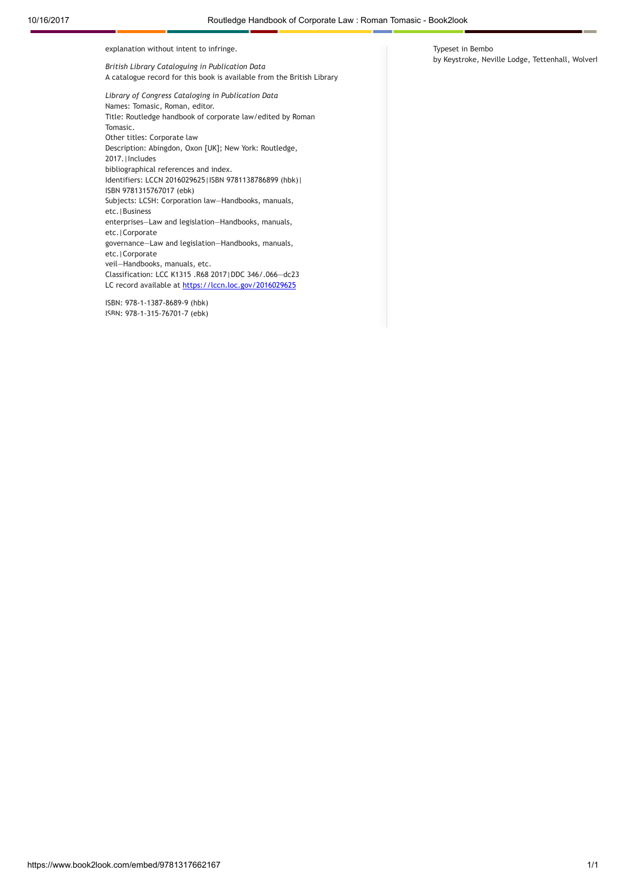explanation without intent to infringe.

*British Library Cataloguing in Publication Data*
A catalogue record for this book is available from the British Library

*Library of Congress Cataloging in Publication Data*
Names: Tomasic, Roman, editor.
Title: Routledge handbook of corporate law/edited by Roman Tomasic.
Other titles: Corporate law
Description: Abingdon, Oxon [UK]; New York: Routledge, 2017.|Includes bibliographical references and index.
Identifiers: LCCN 2016029625|ISBN 9781138786899 (hbk)|ISBN 9781315767017 (ebk)
Subjects: LCSH: Corporation law—Handbooks, manuals, etc.|Business enterprises—Law and legislation—Handbooks, manuals, etc.|Corporate governance—Law and legislation—Handbooks, manuals, etc.|Corporate veil—Handbooks, manuals, etc.
Classification: LCC K1315 .R68 2017|DDC 346/.066—dc23
LC record available at https://lccn.loc.gov/2016029625

ISBN: 978-1-1387-8689-9 (hbk)
ISBN: 978-1-315-76701-7 (ebk)

Typeset in Bembo
by Keystroke, Neville Lodge, Tettenhall, Wolverl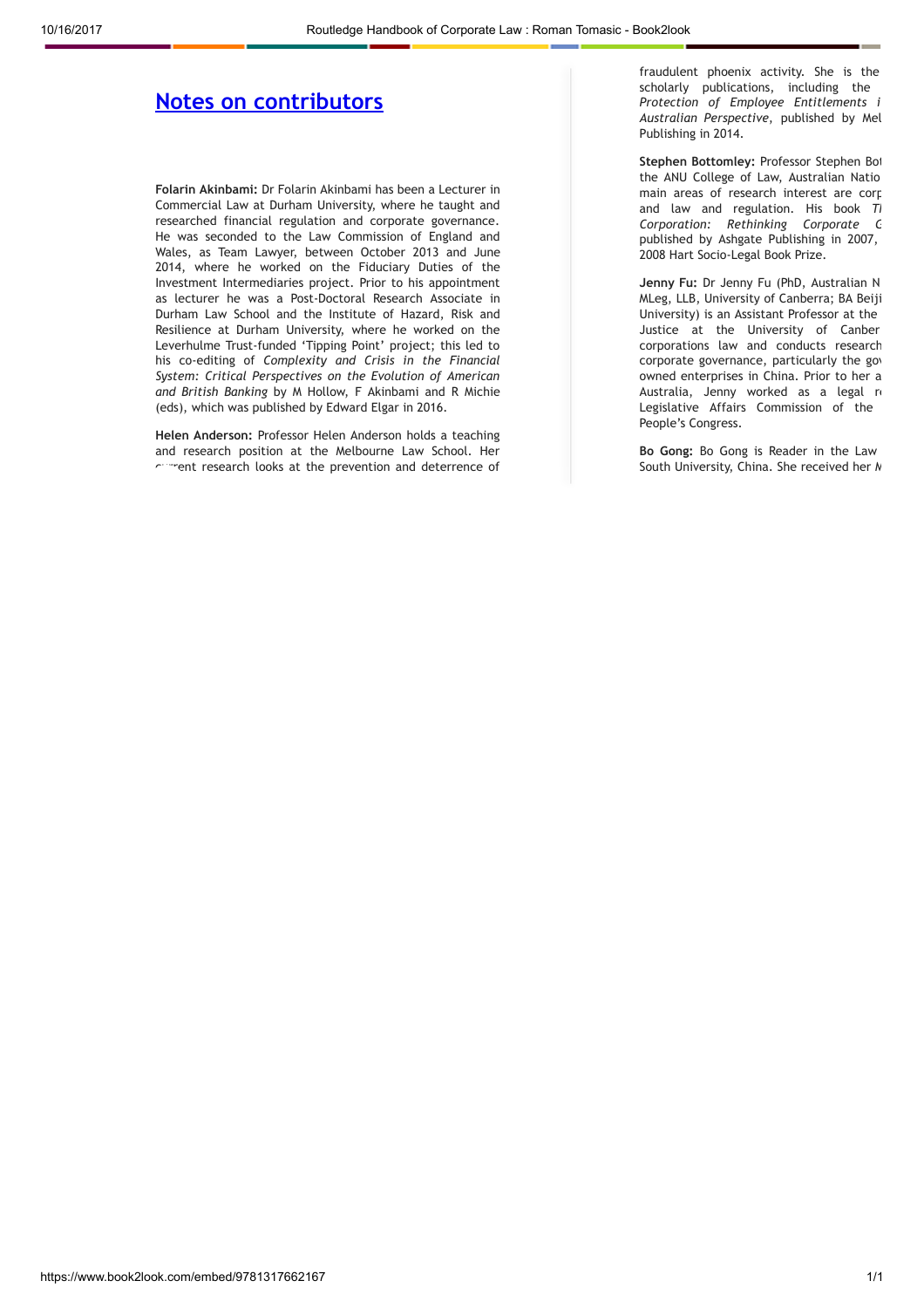# Notes on contributors

**Folarin Akinbami:** Dr Folarin Akinbami has been a Lecturer in Commercial Law at Durham University, where he taught and researched financial regulation and corporate governance. He was seconded to the Law Commission of England and Wales, as Team Lawyer, between October 2013 and June 2014, where he worked on the Fiduciary Duties of the Investment Intermediaries project. Prior to his appointment as lecturer he was a Post-Doctoral Research Associate in Durham Law School and the Institute of Hazard, Risk and Resilience at Durham University, where he worked on the Leverhulme Trust-funded 'Tipping Point' project; this led to his co-editing of *Complexity and Crisis in the Financial System: Critical Perspectives on the Evolution of American and British Banking* by M Hollow, F Akinbami and R Michie (eds), which was published by Edward Elgar in 2016.

**Helen Anderson:** Professor Helen Anderson holds a teaching and research position at the Melbourne Law School. Her current research looks at the prevention and deterrence of fraudulent phoenix activity. She is the scholarly publications, including the *Protection of Employee Entitlements i Australian Perspective*, published by Mel Publishing in 2014.

**Stephen Bottomley:** Professor Stephen Bot the ANU College of Law, Australian Natio main areas of research interest are corp and law and regulation. His book *Th Corporation: Rethinking Corporate G* published by Ashgate Publishing in 2007, 2008 Hart Socio-Legal Book Prize.

**Jenny Fu:** Dr Jenny Fu (PhD, Australian N MLeg, LLB, University of Canberra; BA Beiji University) is an Assistant Professor at the Justice at the University of Canber corporations law and conducts research corporate governance, particularly the gov owned enterprises in China. Prior to her a Australia, Jenny worked as a legal r Legislative Affairs Commission of the People's Congress.

**Bo Gong:** Bo Gong is Reader in the Law South University, China. She received her M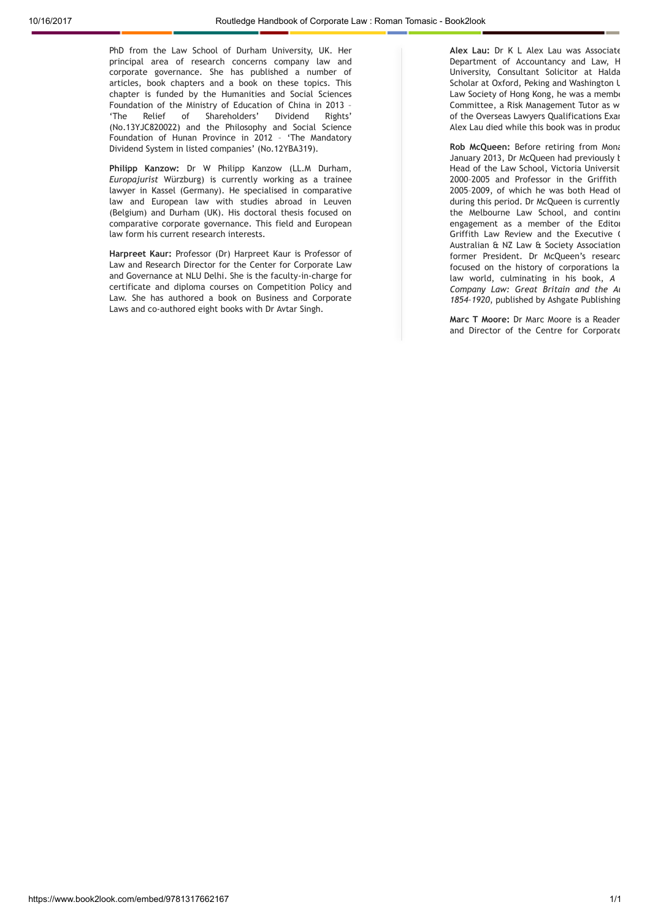PhD from the Law School of Durham University, UK. Her principal area of research concerns company law and corporate governance. She has published a number of articles, book chapters and a book on these topics. This chapter is funded by the Humanities and Social Sciences Foundation of the Ministry of Education of China in 2013 – 'The Relief of Shareholders' Dividend Rights' (No.13YJC820022) and the Philosophy and Social Science Foundation of Hunan Province in 2012 – 'The Mandatory Dividend System in listed companies' (No.12YBA319).

**Philipp Kanzow:** Dr W Philipp Kanzow (LL.M Durham, *Europajurist* Würzburg) is currently working as a trainee lawyer in Kassel (Germany). He specialised in comparative law and European law with studies abroad in Leuven (Belgium) and Durham (UK). His doctoral thesis focused on comparative corporate governance. This field and European law form his current research interests.

**Harpreet Kaur:** Professor (Dr) Harpreet Kaur is Professor of Law and Research Director for the Center for Corporate Law and Governance at NLU Delhi. She is the faculty-in-charge for certificate and diploma courses on Competition Policy and Law. She has authored a book on Business and Corporate Laws and co-authored eight books with Dr Avtar Singh.

**Alex Lau:** Dr K L Alex Lau was Associate
Department of Accountancy and Law, H
University, Consultant Solicitor at Halda
Scholar at Oxford, Peking and Washington U
Law Society of Hong Kong, he was a membe
Committee, a Risk Management Tutor as w
of the Overseas Lawyers Qualifications Exa
Alex Lau died while this book was in produc

**Rob McQueen:** Before retiring from Mona
January 2013, Dr McQueen had previously b
Head of the Law School, Victoria Universit
2000–2005 and Professor in the Griffith
2005–2009, of which he was both Head of
during this period. Dr McQueen is currently
the Melbourne Law School, and contin
engagement as a member of the Editor
Griffith Law Review and the Executive C
Australian & NZ Law & Society Association
former President. Dr McQueen's researc
focused on the history of corporations la
law world, culminating in his book, *A
Company Law: Great Britain and the A
1854–1920*, published by Ashgate Publishing

**Marc T Moore:** Dr Marc Moore is a Reader
and Director of the Centre for Corporate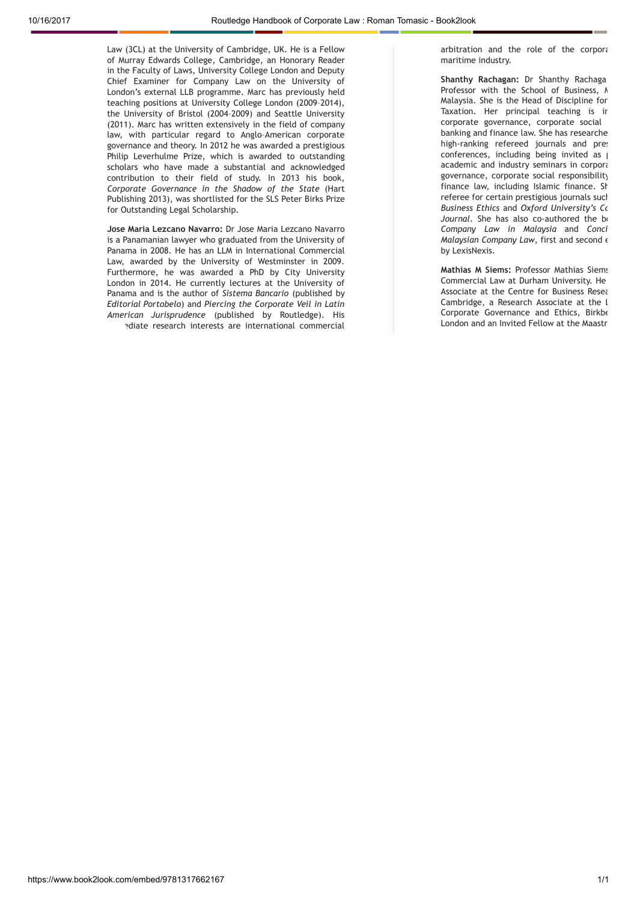Law (3CL) at the University of Cambridge, UK. He is a Fellow of Murray Edwards College, Cambridge, an Honorary Reader in the Faculty of Laws, University College London and Deputy Chief Examiner for Company Law on the University of London's external LLB programme. Marc has previously held teaching positions at University College London (2009–2014), the University of Bristol (2004–2009) and Seattle University (2011). Marc has written extensively in the field of company law, with particular regard to Anglo–American corporate governance and theory. In 2012 he was awarded a prestigious Philip Leverhulme Prize, which is awarded to outstanding scholars who have made a substantial and acknowledged contribution to their field of study. In 2013 his book, *Corporate Governance in the Shadow of the State* (Hart Publishing 2013), was shortlisted for the SLS Peter Birks Prize for Outstanding Legal Scholarship.

**Jose Maria Lezcano Navarro:** Dr Jose Maria Lezcano Navarro is a Panamanian lawyer who graduated from the University of Panama in 2008. He has an LLM in International Commercial Law, awarded by the University of Westminster in 2009. Furthermore, he was awarded a PhD by City University London in 2014. He currently lectures at the University of Panama and is the author of *Sistema Bancario* (published by *Editorial Portobelo*) and *Piercing the Corporate Veil in Latin American Jurisprudence* (published by Routledge). His ⁠ediate research interests are international commercial arbitration and the role of the corpora maritime industry.

**Shanthy Rachagan:** Dr Shanthy Rachaga Professor with the School of Business, M Malaysia. She is the Head of Discipline for Taxation. Her principal teaching is ir corporate governance, corporate social banking and finance law. She has researche high-ranking refereed journals and pre conferences, including being invited as p academic and industry seminars in corpora governance, corporate social responsibility finance law, including Islamic finance. Sh referee for certain prestigious journals such *Business Ethics* and *Oxford University's Co Journal*. She has also co-authored the b *Company Law in Malaysia* and *Conci Malaysian Company Law*, first and second e by LexisNexis.

**Mathias M Siems:** Professor Mathias Siems Commercial Law at Durham University. He Associate at the Centre for Business Resea Cambridge, a Research Associate at the L Corporate Governance and Ethics, Birkbe London and an Invited Fellow at the Maastr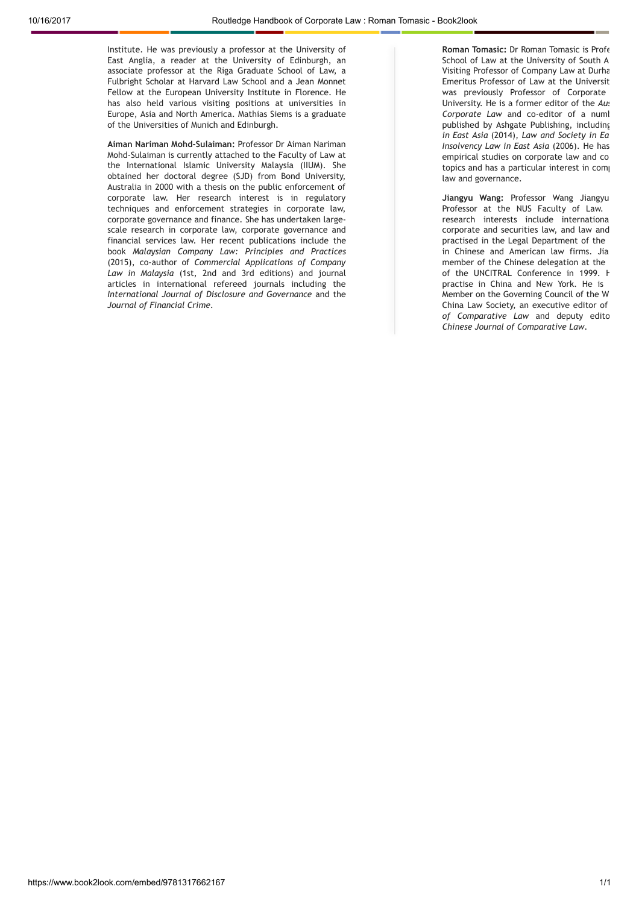Institute. He was previously a professor at the University of East Anglia, a reader at the University of Edinburgh, an associate professor at the Riga Graduate School of Law, a Fulbright Scholar at Harvard Law School and a Jean Monnet Fellow at the European University Institute in Florence. He has also held various visiting positions at universities in Europe, Asia and North America. Mathias Siems is a graduate of the Universities of Munich and Edinburgh.

**Aiman Nariman Mohd-Sulaiman:** Professor Dr Aiman Nariman Mohd-Sulaiman is currently attached to the Faculty of Law at the International Islamic University Malaysia (IIUM). She obtained her doctoral degree (SJD) from Bond University, Australia in 2000 with a thesis on the public enforcement of corporate law. Her research interest is in regulatory techniques and enforcement strategies in corporate law, corporate governance and finance. She has undertaken large-scale research in corporate law, corporate governance and financial services law. Her recent publications include the book *Malaysian Company Law: Principles and Practices* (2015), co-author of *Commercial Applications of Company Law in Malaysia* (1st, 2nd and 3rd editions) and journal articles in international refereed journals including the *International Journal of Disclosure and Governance* and the *Journal of Financial Crime*.

**Roman Tomasic:** Dr Roman Tomasic is Profe School of Law at the University of South A Visiting Professor of Company Law at Durha Emeritus Professor of Law at the Universit was previously Professor of Corporate University. He is a former editor of the *Aus Corporate Law* and co-editor of a numb published by Ashgate Publishing, including *in East Asia* (2014), *Law and Society in Ea Insolvency Law in East Asia* (2006). He has empirical studies on corporate law and co topics and has a particular interest in com law and governance.

**Jiangyu Wang:** Professor Wang Jiangyu Professor at the NUS Faculty of Law. research interests include internationa corporate and securities law, and law and practised in the Legal Department of the in Chinese and American law firms. Jia member of the Chinese delegation at the of the UNCITRAL Conference in 1999. H practise in China and New York. He is Member on the Governing Council of the W China Law Society, an executive editor of *of Comparative Law* and deputy edito *Chinese Journal of Comparative Law*.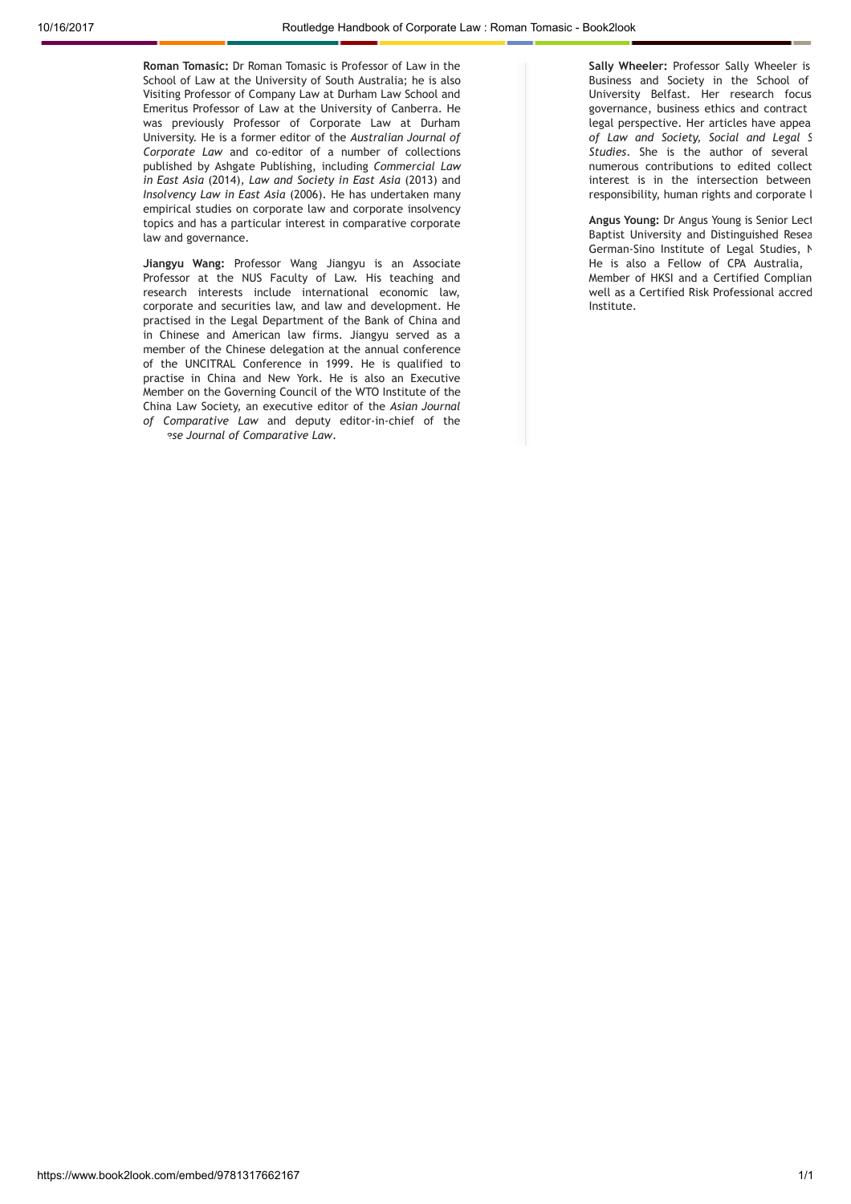**Roman Tomasic:** Dr Roman Tomasic is Professor of Law in the School of Law at the University of South Australia; he is also Visiting Professor of Company Law at Durham Law School and Emeritus Professor of Law at the University of Canberra. He was previously Professor of Corporate Law at Durham University. He is a former editor of the *Australian Journal of Corporate Law* and co-editor of a number of collections published by Ashgate Publishing, including *Commercial Law in East Asia* (2014), *Law and Society in East Asia* (2013) and *Insolvency Law in East Asia* (2006). He has undertaken many empirical studies on corporate law and corporate insolvency topics and has a particular interest in comparative corporate law and governance.

**Jiangyu Wang:** Professor Wang Jiangyu is an Associate Professor at the NUS Faculty of Law. His teaching and research interests include international economic law, corporate and securities law, and law and development. He practised in the Legal Department of the Bank of China and in Chinese and American law firms. Jiangyu served as a member of the Chinese delegation at the annual conference of the UNCITRAL Conference in 1999. He is qualified to practise in China and New York. He is also an Executive Member on the Governing Council of the WTO Institute of the China Law Society, an executive editor of the *Asian Journal of Comparative Law* and deputy editor-in-chief of the *ese Journal of Comparative Law*.

**Sally Wheeler:** Professor Sally Wheeler is Business and Society in the School of University Belfast. Her research focus governance, business ethics and contract legal perspective. Her articles have appea *of Law and Society, Social and Legal S Studies*. She is the author of several numerous contributions to edited collect interest is in the intersection between responsibility, human rights and corporate l

**Angus Young:** Dr Angus Young is Senior Lect Baptist University and Distinguished Resea German-Sino Institute of Legal Studies, N He is also a Fellow of CPA Australia, Member of HKSI and a Certified Complian well as a Certified Risk Professional accred Institute.